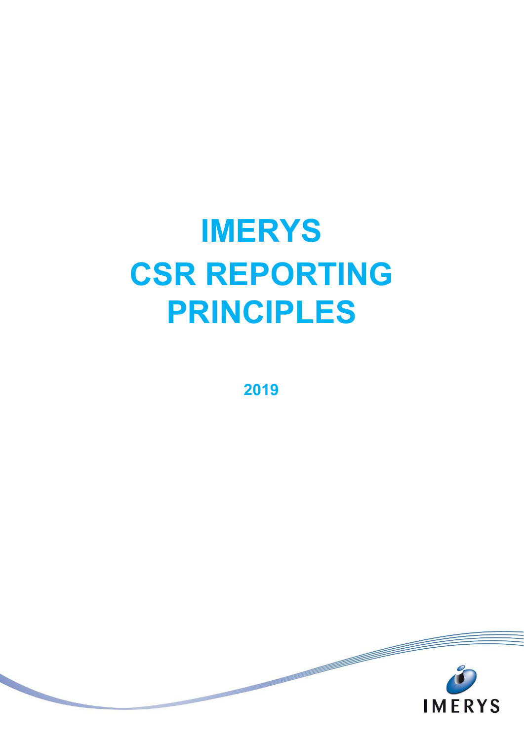# IMERYS
# CSR REPORTING PRINCIPLES

**2019**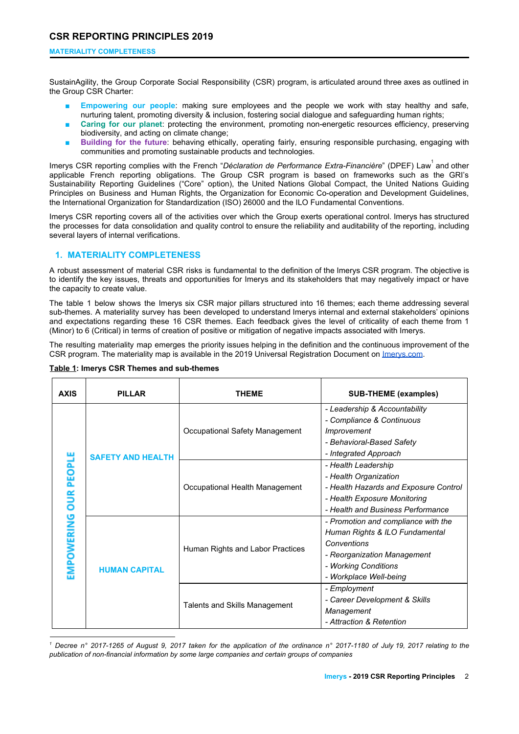# CSR REPORTING PRINCIPLES 2019

SustainAgility, the Group Corporate Social Responsibility (CSR) program, is articulated around three axes as outlined in the Group CSR Charter:

- **Empowering our people**: making sure employees and the people we work with stay healthy and safe, nurturing talent, promoting diversity & inclusion, fostering social dialogue and safeguarding human rights;
- **Caring for our planet**: protecting the environment, promoting non-energetic resources efficiency, preserving biodiversity, and acting on climate change;
- **Building for the future**: behaving ethically, operating fairly, ensuring responsible purchasing, engaging with communities and promoting sustainable products and technologies.

Imerys CSR reporting complies with the French "*Déclaration de Performance Extra-Financière*" (DPEF) Law[1] and other applicable French reporting obligations. The Group CSR program is based on frameworks such as the GRI's Sustainability Reporting Guidelines ("Core" option), the United Nations Global Compact, the United Nations Guiding Principles on Business and Human Rights, the Organization for Economic Co-operation and Development Guidelines, the International Organization for Standardization (ISO) 26000 and the ILO Fundamental Conventions.

Imerys CSR reporting covers all of the activities over which the Group exerts operational control. Imerys has structured the processes for data consolidation and quality control to ensure the reliability and auditability of the reporting, including several layers of internal verifications.

## 1. MATERIALITY COMPLETENESS

A robust assessment of material CSR risks is fundamental to the definition of the Imerys CSR program. The objective is to identify the key issues, threats and opportunities for Imerys and its stakeholders that may negatively impact or have the capacity to create value.

The table 1 below shows the Imerys six CSR major pillars structured into 16 themes; each theme addressing several sub-themes. A materiality survey has been developed to understand Imerys internal and external stakeholders' opinions and expectations regarding these 16 CSR themes. Each feedback gives the level of criticality of each theme from 1 (Minor) to 6 (Critical) in terms of creation of positive or mitigation of negative impacts associated with Imerys.

The resulting materiality map emerges the priority issues helping in the definition and the continuous improvement of the CSR program. The materiality map is available in the 2019 Universal Registration Document on [Imerys.com](Imerys.com).

**Table 1: Imerys CSR Themes and sub-themes**

| AXIS | PILLAR | THEME | SUB-THEME (examples) |
|---|---|---|---|
| EMPOWERING OUR PEOPLE | SAFETY AND HEALTH | Occupational Safety Management | *- Leadership & Accountability*<br>*- Compliance & Continuous Improvement*<br>*- Behavioral-Based Safety*<br>*- Integrated Approach* |
| | | Occupational Health Management | *- Health Leadership*<br>*- Health Organization*<br>*- Health Hazards and Exposure Control*<br>*- Health Exposure Monitoring*<br>*- Health and Business Performance* |
| | HUMAN CAPITAL | Human Rights and Labor Practices | *- Promotion and compliance with the Human Rights & ILO Fundamental Conventions*<br>*- Reorganization Management*<br>*- Working Conditions*<br>*- Workplace Well-being* |
| | | Talents and Skills Management | *- Employment*<br>*- Career Development & Skills Management*<br>*- Attraction & Retention* |

[1] *Decree n° 2017-1265 of August 9, 2017 taken for the application of the ordinance n° 2017-1180 of July 19, 2017 relating to the publication of non-financial information by some large companies and certain groups of companies*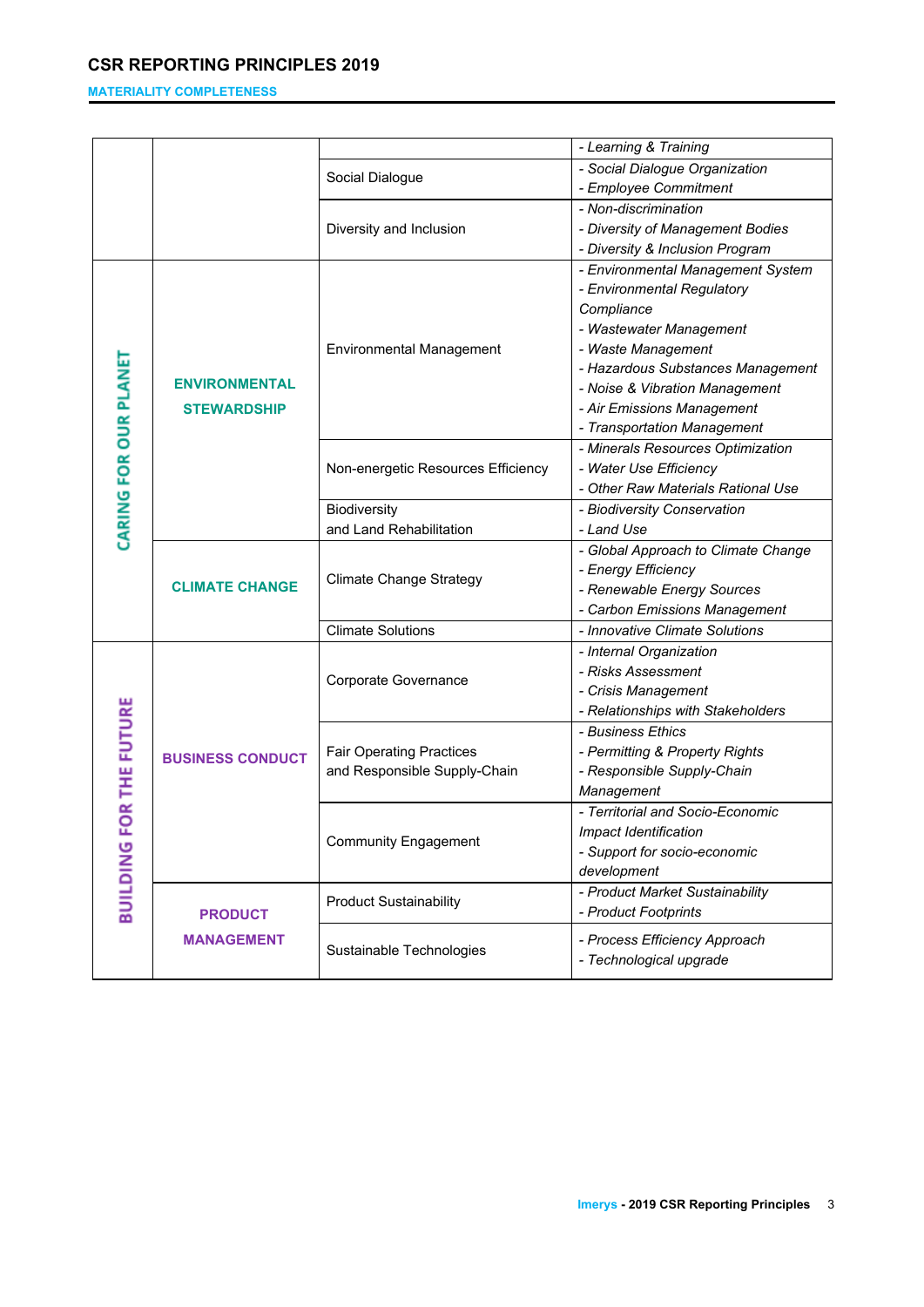## CSR REPORTING PRINCIPLES 2019

### MATERIALITY COMPLETENESS

| | | | |
|---|---|---|---|
| | | | *- Learning & Training* |
| | | Social Dialogue | *- Social Dialogue Organization*<br>*- Employee Commitment* |
| | | Diversity and Inclusion | *- Non-discrimination*<br>*- Diversity of Management Bodies*<br>*- Diversity & Inclusion Program* |
| **CARING FOR OUR PLANET** | **ENVIRONMENTAL STEWARDSHIP** | Environmental Management | *- Environmental Management System*<br>*- Environmental Regulatory Compliance*<br>*- Wastewater Management*<br>*- Waste Management*<br>*- Hazardous Substances Management*<br>*- Noise & Vibration Management*<br>*- Air Emissions Management*<br>*- Transportation Management* |
| | | Non-energetic Resources Efficiency | *- Minerals Resources Optimization*<br>*- Water Use Efficiency*<br>*- Other Raw Materials Rational Use* |
| | | Biodiversity and Land Rehabilitation | *- Biodiversity Conservation*<br>*- Land Use* |
| | **CLIMATE CHANGE** | Climate Change Strategy | *- Global Approach to Climate Change*<br>*- Energy Efficiency*<br>*- Renewable Energy Sources*<br>*- Carbon Emissions Management* |
| | | Climate Solutions | *- Innovative Climate Solutions* |
| **BUILDING FOR THE FUTURE** | **BUSINESS CONDUCT** | Corporate Governance | *- Internal Organization*<br>*- Risks Assessment*<br>*- Crisis Management*<br>*- Relationships with Stakeholders* |
| | | Fair Operating Practices and Responsible Supply-Chain | *- Business Ethics*<br>*- Permitting & Property Rights*<br>*- Responsible Supply-Chain Management* |
| | | Community Engagement | *- Territorial and Socio-Economic Impact Identification*<br>*- Support for socio-economic development* |
| | **PRODUCT MANAGEMENT** | Product Sustainability | *- Product Market Sustainability*<br>*- Product Footprints* |
| | | Sustainable Technologies | *- Process Efficiency Approach*<br>*- Technological upgrade* |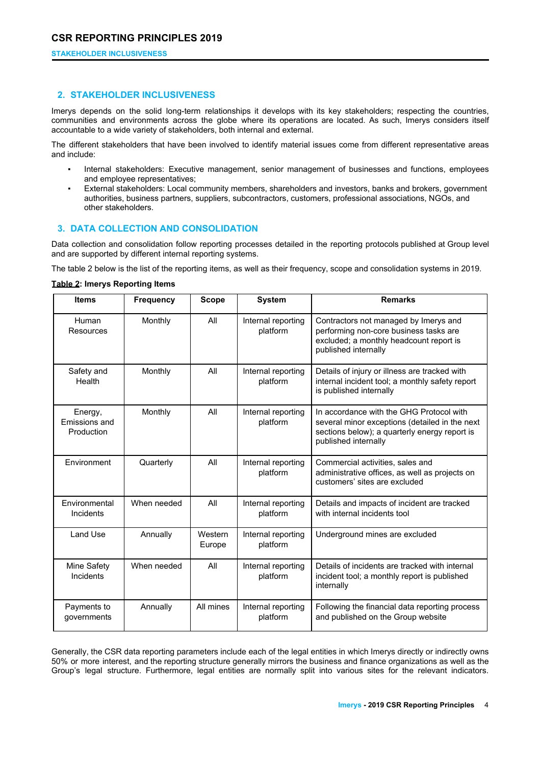## 2. STAKEHOLDER INCLUSIVENESS

Imerys depends on the solid long-term relationships it develops with its key stakeholders; respecting the countries, communities and environments across the globe where its operations are located. As such, Imerys considers itself accountable to a wide variety of stakeholders, both internal and external.

The different stakeholders that have been involved to identify material issues come from different representative areas and include:

- Internal stakeholders: Executive management, senior management of businesses and functions, employees and employee representatives;
- External stakeholders: Local community members, shareholders and investors, banks and brokers, government authorities, business partners, suppliers, subcontractors, customers, professional associations, NGOs, and other stakeholders.

## 3. DATA COLLECTION AND CONSOLIDATION

Data collection and consolidation follow reporting processes detailed in the reporting protocols published at Group level and are supported by different internal reporting systems.

The table 2 below is the list of the reporting items, as well as their frequency, scope and consolidation systems in 2019.

**Table 2: Imerys Reporting Items**

| Items | Frequency | Scope | System | Remarks |
|---|---|---|---|---|
| Human Resources | Monthly | All | Internal reporting platform | Contractors not managed by Imerys and performing non-core business tasks are excluded; a monthly headcount report is published internally |
| Safety and Health | Monthly | All | Internal reporting platform | Details of injury or illness are tracked with internal incident tool; a monthly safety report is published internally |
| Energy, Emissions and Production | Monthly | All | Internal reporting platform | In accordance with the GHG Protocol with several minor exceptions (detailed in the next sections below); a quarterly energy report is published internally |
| Environment | Quarterly | All | Internal reporting platform | Commercial activities, sales and administrative offices, as well as projects on customers' sites are excluded |
| Environmental Incidents | When needed | All | Internal reporting platform | Details and impacts of incident are tracked with internal incidents tool |
| Land Use | Annually | Western Europe | Internal reporting platform | Underground mines are excluded |
| Mine Safety Incidents | When needed | All | Internal reporting platform | Details of incidents are tracked with internal incident tool; a monthly report is published internally |
| Payments to governments | Annually | All mines | Internal reporting platform | Following the financial data reporting process and published on the Group website |

Generally, the CSR data reporting parameters include each of the legal entities in which Imerys directly or indirectly owns 50% or more interest, and the reporting structure generally mirrors the business and finance organizations as well as the Group's legal structure. Furthermore, legal entities are normally split into various sites for the relevant indicators.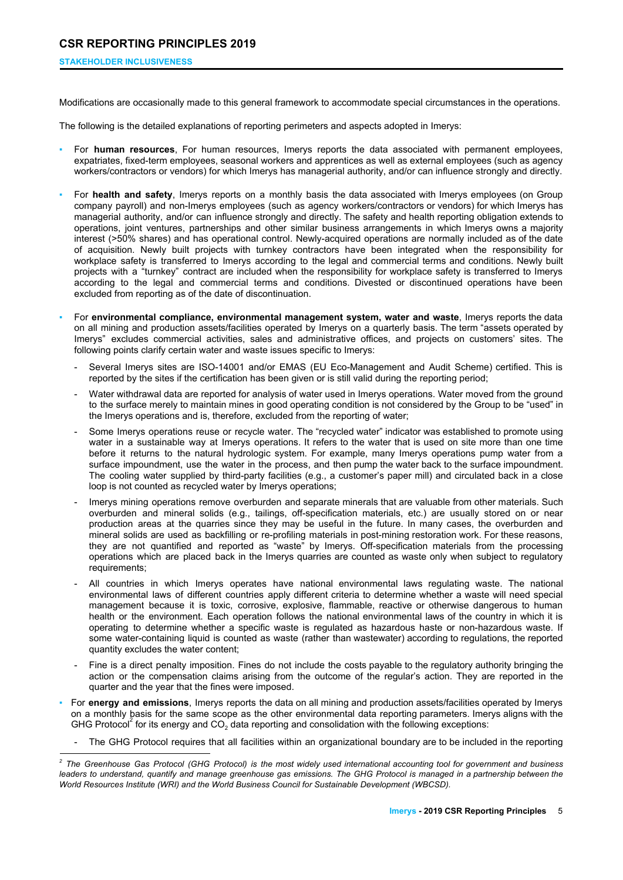# CSR REPORTING PRINCIPLES 2019

**STAKEHOLDER INCLUSIVENESS**

Modifications are occasionally made to this general framework to accommodate special circumstances in the operations.

The following is the detailed explanations of reporting perimeters and aspects adopted in Imerys:

- For **human resources**, For human resources, Imerys reports the data associated with permanent employees, expatriates, fixed-term employees, seasonal workers and apprentices as well as external employees (such as agency workers/contractors or vendors) for which Imerys has managerial authority, and/or can influence strongly and directly.
- For **health and safety**, Imerys reports on a monthly basis the data associated with Imerys employees (on Group company payroll) and non-Imerys employees (such as agency workers/contractors or vendors) for which Imerys has managerial authority, and/or can influence strongly and directly. The safety and health reporting obligation extends to operations, joint ventures, partnerships and other similar business arrangements in which Imerys owns a majority interest (>50% shares) and has operational control. Newly-acquired operations are normally included as of the date of acquisition. Newly built projects with turnkey contractors have been integrated when the responsibility for workplace safety is transferred to Imerys according to the legal and commercial terms and conditions. Newly built projects with a "turnkey" contract are included when the responsibility for workplace safety is transferred to Imerys according to the legal and commercial terms and conditions. Divested or discontinued operations have been excluded from reporting as of the date of discontinuation.
- For **environmental compliance, environmental management system, water and waste**, Imerys reports the data on all mining and production assets/facilities operated by Imerys on a quarterly basis. The term "assets operated by Imerys" excludes commercial activities, sales and administrative offices, and projects on customers' sites. The following points clarify certain water and waste issues specific to Imerys:
  - Several Imerys sites are ISO-14001 and/or EMAS (EU Eco-Management and Audit Scheme) certified. This is reported by the sites if the certification has been given or is still valid during the reporting period;
  - Water withdrawal data are reported for analysis of water used in Imerys operations. Water moved from the ground to the surface merely to maintain mines in good operating condition is not considered by the Group to be "used" in the Imerys operations and is, therefore, excluded from the reporting of water;
  - Some Imerys operations reuse or recycle water. The "recycled water" indicator was established to promote using water in a sustainable way at Imerys operations. It refers to the water that is used on site more than one time before it returns to the natural hydrologic system. For example, many Imerys operations pump water from a surface impoundment, use the water in the process, and then pump the water back to the surface impoundment. The cooling water supplied by third-party facilities (e.g., a customer's paper mill) and circulated back in a close loop is not counted as recycled water by Imerys operations;
  - Imerys mining operations remove overburden and separate minerals that are valuable from other materials. Such overburden and mineral solids (e.g., tailings, off-specification materials, etc.) are usually stored on or near production areas at the quarries since they may be useful in the future. In many cases, the overburden and mineral solids are used as backfilling or re-profiling materials in post-mining restoration work. For these reasons, they are not quantified and reported as "waste" by Imerys. Off-specification materials from the processing operations which are placed back in the Imerys quarries are counted as waste only when subject to regulatory requirements;
  - All countries in which Imerys operates have national environmental laws regulating waste. The national environmental laws of different countries apply different criteria to determine whether a waste will need special management because it is toxic, corrosive, explosive, flammable, reactive or otherwise dangerous to human health or the environment. Each operation follows the national environmental laws of the country in which it is operating to determine whether a specific waste is regulated as hazardous haste or non-hazardous waste. If some water-containing liquid is counted as waste (rather than wastewater) according to regulations, the reported quantity excludes the water content;
  - Fine is a direct penalty imposition. Fines do not include the costs payable to the regulatory authority bringing the action or the compensation claims arising from the outcome of the regular's action. They are reported in the quarter and the year that the fines were imposed.
- For **energy and emissions**, Imerys reports the data on all mining and production assets/facilities operated by Imerys on a monthly basis for the same scope as the other environmental data reporting parameters. Imerys aligns with the GHG Protocol[2] for its energy and $CO_2$ data reporting and consolidation with the following exceptions:
  - The GHG Protocol requires that all facilities within an organizational boundary are to be included in the reporting

[2] *The Greenhouse Gas Protocol (GHG Protocol) is the most widely used international accounting tool for government and business leaders to understand, quantify and manage greenhouse gas emissions. The GHG Protocol is managed in a partnership between the World Resources Institute (WRI) and the World Business Council for Sustainable Development (WBCSD).*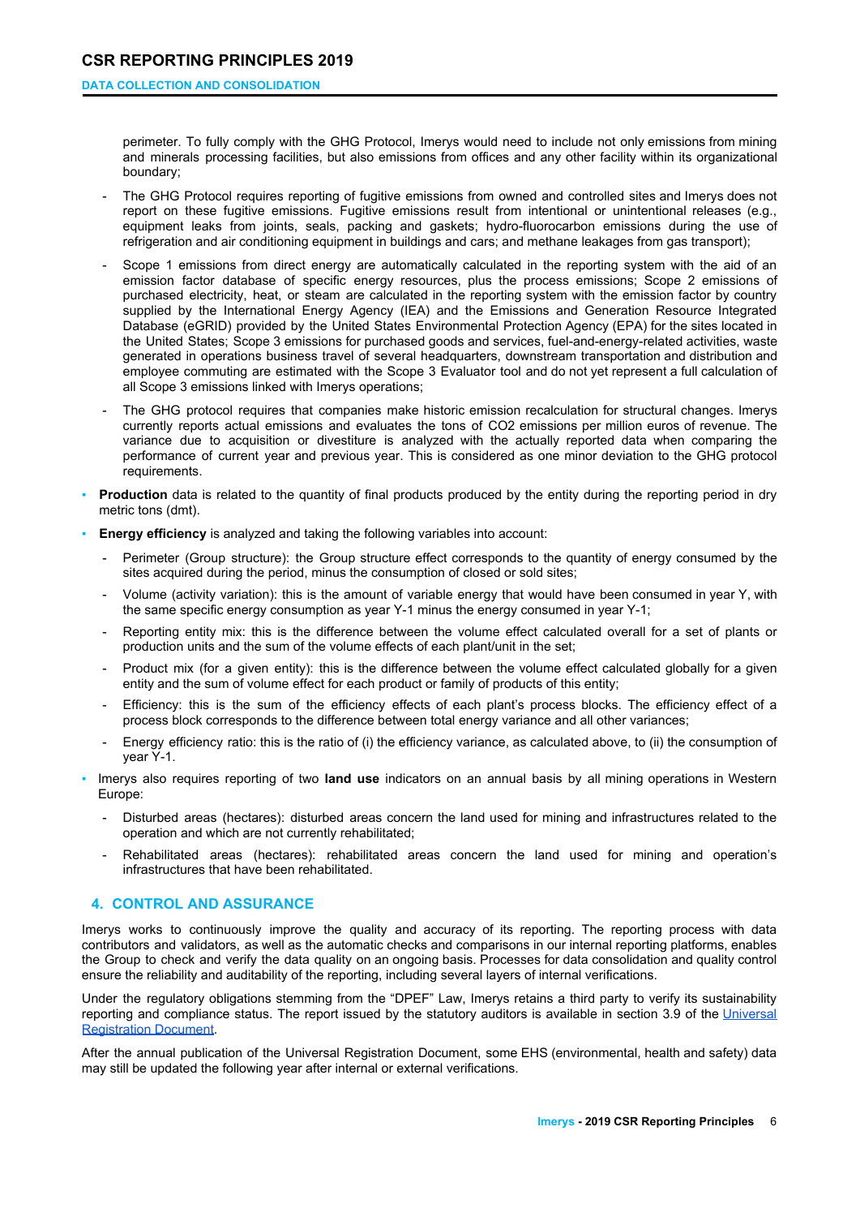perimeter. To fully comply with the GHG Protocol, Imerys would need to include not only emissions from mining and minerals processing facilities, but also emissions from offices and any other facility within its organizational boundary;

- The GHG Protocol requires reporting of fugitive emissions from owned and controlled sites and Imerys does not report on these fugitive emissions. Fugitive emissions result from intentional or unintentional releases (e.g., equipment leaks from joints, seals, packing and gaskets; hydro-fluorocarbon emissions during the use of refrigeration and air conditioning equipment in buildings and cars; and methane leakages from gas transport);
- Scope 1 emissions from direct energy are automatically calculated in the reporting system with the aid of an emission factor database of specific energy resources, plus the process emissions; Scope 2 emissions of purchased electricity, heat, or steam are calculated in the reporting system with the emission factor by country supplied by the International Energy Agency (IEA) and the Emissions and Generation Resource Integrated Database (eGRID) provided by the United States Environmental Protection Agency (EPA) for the sites located in the United States; Scope 3 emissions for purchased goods and services, fuel-and-energy-related activities, waste generated in operations business travel of several headquarters, downstream transportation and distribution and employee commuting are estimated with the Scope 3 Evaluator tool and do not yet represent a full calculation of all Scope 3 emissions linked with Imerys operations;
- The GHG protocol requires that companies make historic emission recalculation for structural changes. Imerys currently reports actual emissions and evaluates the tons of $CO_2$ emissions per million euros of revenue. The variance due to acquisition or divestiture is analyzed with the actually reported data when comparing the performance of current year and previous year. This is considered as one minor deviation to the GHG protocol requirements.

- **Production** data is related to the quantity of final products produced by the entity during the reporting period in dry metric tons (dmt).
- **Energy efficiency** is analyzed and taking the following variables into account:
  - Perimeter (Group structure): the Group structure effect corresponds to the quantity of energy consumed by the sites acquired during the period, minus the consumption of closed or sold sites;
  - Volume (activity variation): this is the amount of variable energy that would have been consumed in year Y, with the same specific energy consumption as year Y-1 minus the energy consumed in year Y-1;
  - Reporting entity mix: this is the difference between the volume effect calculated overall for a set of plants or production units and the sum of the volume effects of each plant/unit in the set;
  - Product mix (for a given entity): this is the difference between the volume effect calculated globally for a given entity and the sum of volume effect for each product or family of products of this entity;
  - Efficiency: this is the sum of the efficiency effects of each plant's process blocks. The efficiency effect of a process block corresponds to the difference between total energy variance and all other variances;
  - Energy efficiency ratio: this is the ratio of (i) the efficiency variance, as calculated above, to (ii) the consumption of year Y-1.
- Imerys also requires reporting of two **land use** indicators on an annual basis by all mining operations in Western Europe:
  - Disturbed areas (hectares): disturbed areas concern the land used for mining and infrastructures related to the operation and which are not currently rehabilitated;
  - Rehabilitated areas (hectares): rehabilitated areas concern the land used for mining and operation's infrastructures that have been rehabilitated.

## 4. CONTROL AND ASSURANCE

Imerys works to continuously improve the quality and accuracy of its reporting. The reporting process with data contributors and validators, as well as the automatic checks and comparisons in our internal reporting platforms, enables the Group to check and verify the data quality on an ongoing basis. Processes for data consolidation and quality control ensure the reliability and auditability of the reporting, including several layers of internal verifications.

Under the regulatory obligations stemming from the "DPEF" Law, Imerys retains a third party to verify its sustainability reporting and compliance status. The report issued by the statutory auditors is available in section 3.9 of the Universal Registration Document.

After the annual publication of the Universal Registration Document, some EHS (environmental, health and safety) data may still be updated the following year after internal or external verifications.